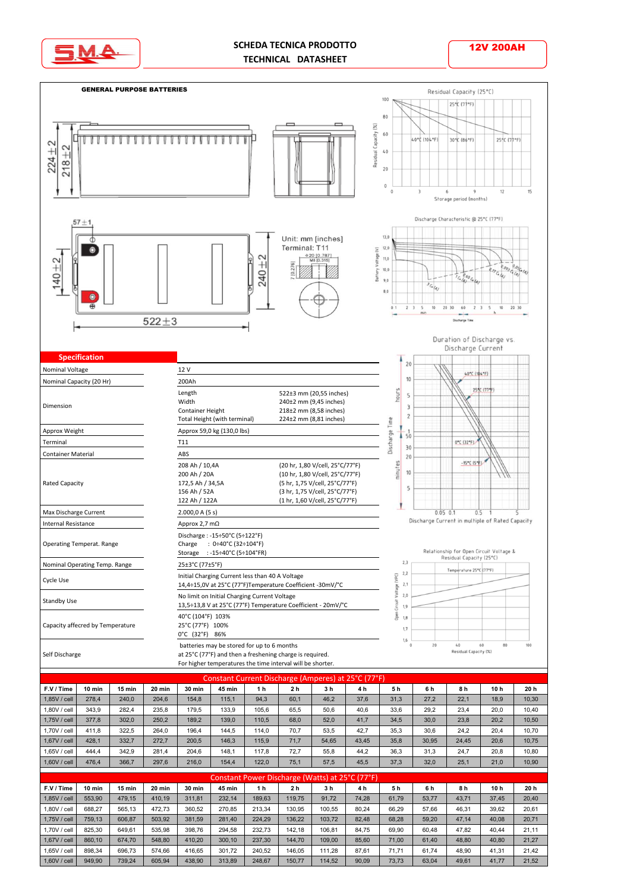# SCHEDA TECNICA PRODOTTO
# TECHNICAL DATASHEET

**12V 200AH**

**GENERAL PURPOSE BATTERIES**

Unit: mm [inches]
Terminal: T11

## Specification

| | | |
|---|---|---|
| Nominal Voltage | 12 V | |
| Nominal Capacity (20 Hr) | 200Ah | |
| Dimension | Length | 522±3 mm (20,55 inches) |
| | Width | 240±2 mm (9,45 inches) |
| | Container Height | 218±2 mm (8,58 inches) |
| | Total Height (with terminal) | 224±2 mm (8,81 inches) |
| Approx Weight | Approx 59,0 kg (130,0 lbs) | |
| Terminal | T11 | |
| Container Material | ABS | |
| Rated Capacity | 208 Ah / 10,4A | (20 hr, 1,80 V/cell, 25°C/77°F) |
| | 200 Ah / 20A | (10 hr, 1,80 V/cell, 25°C/77°F) |
| | 172,5 Ah / 34,5A | (5 hr, 1,75 V/cell, 25°C/77°F) |
| | 156 Ah / 52A | (3 hr, 1,75 V/cell, 25°C/77°F) |
| | 122 Ah / 122A | (1 hr, 1,60 V/cell, 25°C/77°F) |
| Max Discharge Current | 2.000,0 A (5 s) | |
| Internal Resistance | Approx 2,7 mΩ | |
| Operating Temperat. Range | Discharge : -15÷50°C (5÷122°F)<br>Charge : 0÷40°C (32÷104°F)<br>Storage : -15÷40°C (5÷104°FR) | |
| Nominal Operating Temp. Range | 25±3°C (77±5°F) | |
| Cycle Use | Initial Charging Current less than 40 A Voltage<br>14,4÷15,0V at 25°C (77°F)Temperature Coefficient -30mV/°C | |
| Standby Use | No limit on Initial Charging Current Voltage<br>13,5÷13,8 V at 25°C (77°F) Temperature Coefficient - 20mV/°C | |
| Capacity affecred by Temperature | 40°C (104°F) 103%<br>25°C (77°F) 100%<br>0°C (32°F) 86% | |
| Self Discharge | batteries may be stored for up to 6 months<br>at 25°C (77°F) and then a freshening charge is required.<br>For higher temperatures the time interval will be shorter. | |

## Constant Current Discharge (Amperes) at 25°C (77°F)

| F.V / Time | 10 min | 15 min | 20 min | 30 min | 45 min | 1 h | 2 h | 3 h | 4 h | 5 h | 6 h | 8 h | 10 h | 20 h |
|---|---|---|---|---|---|---|---|---|---|---|---|---|---|---|
| 1,85V / cell | 278,4 | 240,0 | 204,6 | 154,8 | 115,1 | 94,3 | 60,1 | 46,2 | 37,6 | 31,3 | 27,2 | 22,1 | 18,9 | 10,30 |
| 1,80V / cell | 343,9 | 282,4 | 235,8 | 179,5 | 133,9 | 105,6 | 65,5 | 50,6 | 40,6 | 33,6 | 29,2 | 23,4 | 20,0 | 10,40 |
| 1,75V / cell | 377,8 | 302,0 | 250,2 | 189,2 | 139,0 | 110,5 | 68,0 | 52,0 | 41,7 | 34,5 | 30,0 | 23,8 | 20,2 | 10,50 |
| 1,70V / cell | 411,8 | 322,5 | 264,0 | 196,4 | 144,5 | 114,0 | 70,7 | 53,5 | 42,7 | 35,3 | 30,6 | 24,2 | 20,4 | 10,70 |
| 1,67V / cell | 428,1 | 332,7 | 272,7 | 200,5 | 146,3 | 115,9 | 71,7 | 54,65 | 43,45 | 35,8 | 30,95 | 24,45 | 20,6 | 10,75 |
| 1,65V / cell | 444,4 | 342,9 | 281,4 | 204,6 | 148,1 | 117,8 | 72,7 | 55,8 | 44,2 | 36,3 | 31,3 | 24,7 | 20,8 | 10,80 |
| 1,60V / cell | 476,4 | 366,7 | 297,6 | 216,0 | 154,4 | 122,0 | 75,1 | 57,5 | 45,5 | 37,3 | 32,0 | 25,1 | 21,0 | 10,90 |

## Constant Power Discharge (Watts) at 25°C (77°F)

| F.V / Time | 10 min | 15 min | 20 min | 30 min | 45 min | 1 h | 2 h | 3 h | 4 h | 5 h | 6 h | 8 h | 10 h | 20 h |
|---|---|---|---|---|---|---|---|---|---|---|---|---|---|---|
| 1,85V / cell | 553,90 | 479,15 | 410,19 | 311,81 | 232,14 | 189,63 | 119,75 | 91,72 | 74,28 | 61,79 | 53,77 | 43,71 | 37,45 | 20,40 |
| 1,80V / cell | 688,27 | 565,13 | 472,73 | 360,52 | 270,85 | 213,34 | 130,95 | 100,55 | 80,24 | 66,29 | 57,66 | 46,31 | 39,62 | 20,61 |
| 1,75V / cell | 759,13 | 606,87 | 503,92 | 381,59 | 281,40 | 224,29 | 136,22 | 103,72 | 82,48 | 68,28 | 59,20 | 47,14 | 40,08 | 20,71 |
| 1,70V / cell | 825,30 | 649,61 | 535,98 | 398,76 | 294,58 | 232,73 | 142,18 | 106,81 | 84,75 | 69,90 | 60,48 | 47,82 | 40,44 | 21,11 |
| 1,67V / cell | 860,10 | 674,70 | 548,80 | 410,20 | 300,10 | 237,30 | 144,70 | 109,00 | 85,60 | 71,00 | 61,40 | 48,80 | 40,80 | 21,27 |
| 1,65V / cell | 898,34 | 696,73 | 574,66 | 416,65 | 301,72 | 240,52 | 146,05 | 111,28 | 87,61 | 71,71 | 61,74 | 48,90 | 41,31 | 21,42 |
| 1,60V / cell | 949,90 | 739,24 | 605,94 | 438,90 | 313,89 | 248,67 | 150,77 | 114,52 | 90,09 | 73,73 | 63,04 | 49,61 | 41,77 | 21,52 |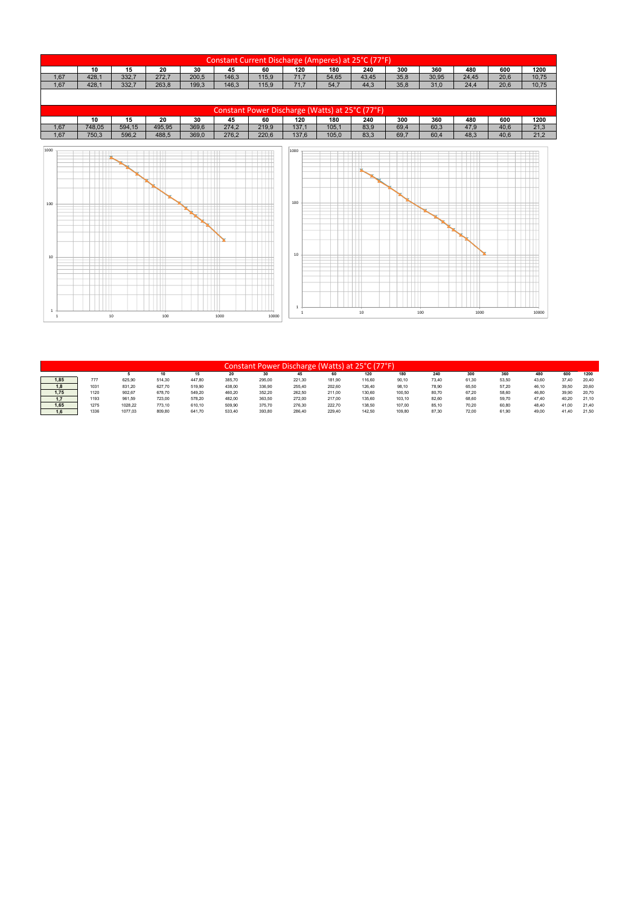## Constant Current Discharge (Amperes) at 25°C (77°F)

| | 10 | 15 | 20 | 30 | 45 | 60 | 120 | 180 | 240 | 300 | 360 | 480 | 600 | 1200 |
|---|---|---|---|---|---|---|---|---|---|---|---|---|---|---|
| 1,67 | 428,1 | 332,7 | 272,7 | 200,5 | 146,3 | 115,9 | 71,7 | 54,65 | 43,45 | 35,8 | 30,95 | 24,45 | 20,6 | 10,75 |
| 1,67 | 428,1 | 332,7 | 263,8 | 199,3 | 146,3 | 115,9 | 71,7 | 54,7 | 44,3 | 35,8 | 31,0 | 24,4 | 20,6 | 10,75 |

## Constant Power Discharge (Watts) at 25°C (77°F)

| | 10 | 15 | 20 | 30 | 45 | 60 | 120 | 180 | 240 | 300 | 360 | 480 | 600 | 1200 |
|---|---|---|---|---|---|---|---|---|---|---|---|---|---|---|
| 1,67 | 748,05 | 594,15 | 495,95 | 369,6 | 274,2 | 219,9 | 137,1 | 105,1 | 83,9 | 69,4 | 60,3 | 47,9 | 40,6 | 21,3 |
| 1,67 | 750,3 | 596,2 | 488,5 | 369,0 | 276,2 | 220,6 | 137,6 | 105,0 | 83,3 | 69,7 | 60,4 | 48,3 | 40,6 | 21,2 |

1000
100
10
1
1
10
100
1000
10000

1000
100
10
1
1
10
100
1000
10000

## Constant Power Discharge (Watts) at 25°C (77°F)

| | | 5 | 10 | 15 | 20 | 30 | 45 | 60 | 120 | 180 | 240 | 300 | 360 | 480 | 600 | 1200 |
|---|---|---|---|---|---|---|---|---|---|---|---|---|---|---|---|---|
| 1,85 | 777 | 625,90 | 514,30 | 447,80 | 385,70 | 295,00 | 221,30 | 181,90 | 116,60 | 90,10 | 73,40 | 61,30 | 53,50 | 43,60 | 37,40 | 20,40 |
| 1,8 | 1031 | 831,20 | 627,70 | 519,90 | 438,00 | 336,90 | 255,40 | 202,60 | 126,40 | 98,10 | 78,90 | 65,50 | 57,20 | 46,10 | 39,50 | 20,60 |
| 1,75 | 1120 | 902,67 | 678,70 | 549,20 | 460,20 | 352,20 | 262,50 | 211,00 | 130,60 | 100,50 | 80,70 | 67,20 | 58,60 | 46,80 | 39,90 | 20,70 |
| 1,7 | 1193 | 961,59 | 723,00 | 578,20 | 482,00 | 363,50 | 272,00 | 217,00 | 135,60 | 103,10 | 82,60 | 68,60 | 59,70 | 47,40 | 40,20 | 21,10 |
| 1,65 | 1275 | 1028,22 | 773,10 | 610,10 | 509,90 | 375,70 | 276,30 | 222,70 | 138,50 | 107,00 | 85,10 | 70,20 | 60,80 | 48,40 | 41,00 | 21,40 |
| 1,6 | 1336 | 1077,03 | 809,80 | 641,70 | 533,40 | 393,80 | 286,40 | 229,40 | 142,50 | 109,80 | 87,30 | 72,00 | 61,90 | 49,00 | 41,40 | 21,50 |